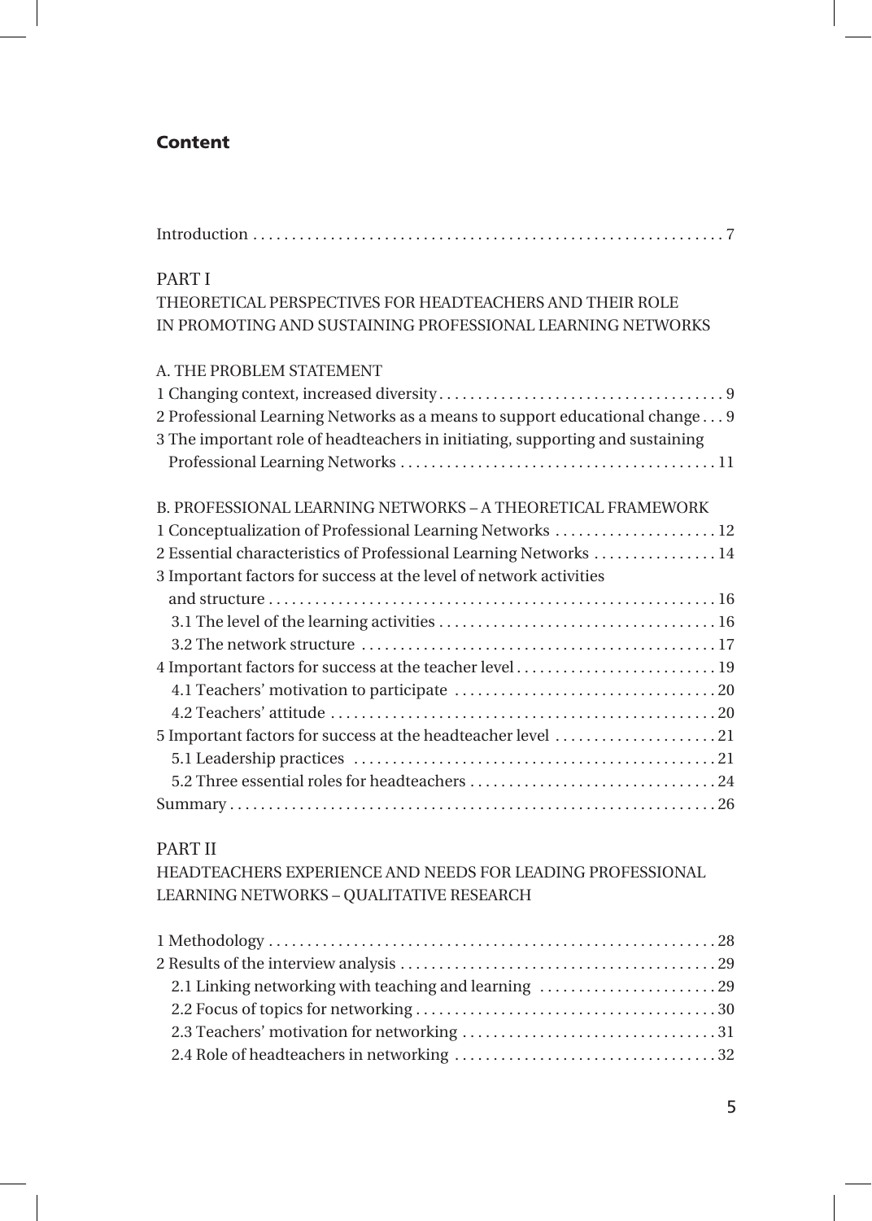# Content

Introduction . . . . . . . . . . . . . . . . . . . . . . . . . . . . . . . . . . . . . . . . . . . . . . . . . . . . . . . . . . . . 7

## PART I
## THEORETICAL PERSPECTIVES FOR HEADTEACHERS AND THEIR ROLE IN PROMOTING AND SUSTAINING PROFESSIONAL LEARNING NETWORKS

### A. THE PROBLEM STATEMENT

1 Changing context, increased diversity . . . . . . . . . . . . . . . . . . . . . . . . . . . . . . . . . . . . 9
2 Professional Learning Networks as a means to support educational change . . . 9
3 The important role of headteachers in initiating, supporting and sustaining Professional Learning Networks . . . . . . . . . . . . . . . . . . . . . . . . . . . . . . . . . . . . . . . . 11

### B. PROFESSIONAL LEARNING NETWORKS – A THEORETICAL FRAMEWORK

1 Conceptualization of Professional Learning Networks . . . . . . . . . . . . . . . . . . . . 12
2 Essential characteristics of Professional Learning Networks . . . . . . . . . . . . . . . 14
3 Important factors for success at the level of network activities and structure . . . . . . . . . . . . . . . . . . . . . . . . . . . . . . . . . . . . . . . . . . . . . . . . . . . . . . . . . 16
3.1 The level of the learning activities . . . . . . . . . . . . . . . . . . . . . . . . . . . . . . . . . . . 16
3.2 The network structure . . . . . . . . . . . . . . . . . . . . . . . . . . . . . . . . . . . . . . . . . . . . 17
4 Important factors for success at the teacher level . . . . . . . . . . . . . . . . . . . . . . . . . 19
4.1 Teachers' motivation to participate . . . . . . . . . . . . . . . . . . . . . . . . . . . . . . . . . 20
4.2 Teachers' attitude . . . . . . . . . . . . . . . . . . . . . . . . . . . . . . . . . . . . . . . . . . . . . . . . 20
5 Important factors for success at the headteacher level . . . . . . . . . . . . . . . . . . . . 21
5.1 Leadership practices . . . . . . . . . . . . . . . . . . . . . . . . . . . . . . . . . . . . . . . . . . . . . . 21
5.2 Three essential roles for headteachers . . . . . . . . . . . . . . . . . . . . . . . . . . . . . . . 24
Summary . . . . . . . . . . . . . . . . . . . . . . . . . . . . . . . . . . . . . . . . . . . . . . . . . . . . . . . . . . . . . . 26

## PART II
## HEADTEACHERS EXPERIENCE AND NEEDS FOR LEADING PROFESSIONAL LEARNING NETWORKS – QUALITATIVE RESEARCH

1 Methodology . . . . . . . . . . . . . . . . . . . . . . . . . . . . . . . . . . . . . . . . . . . . . . . . . . . . . . . . . 28
2 Results of the interview analysis . . . . . . . . . . . . . . . . . . . . . . . . . . . . . . . . . . . . . . . . 29
2.1 Linking networking with teaching and learning . . . . . . . . . . . . . . . . . . . . . . . 29
2.2 Focus of topics for networking . . . . . . . . . . . . . . . . . . . . . . . . . . . . . . . . . . . . . . 30
2.3 Teachers' motivation for networking . . . . . . . . . . . . . . . . . . . . . . . . . . . . . . . . 31
2.4 Role of headteachers in networking . . . . . . . . . . . . . . . . . . . . . . . . . . . . . . . . . 32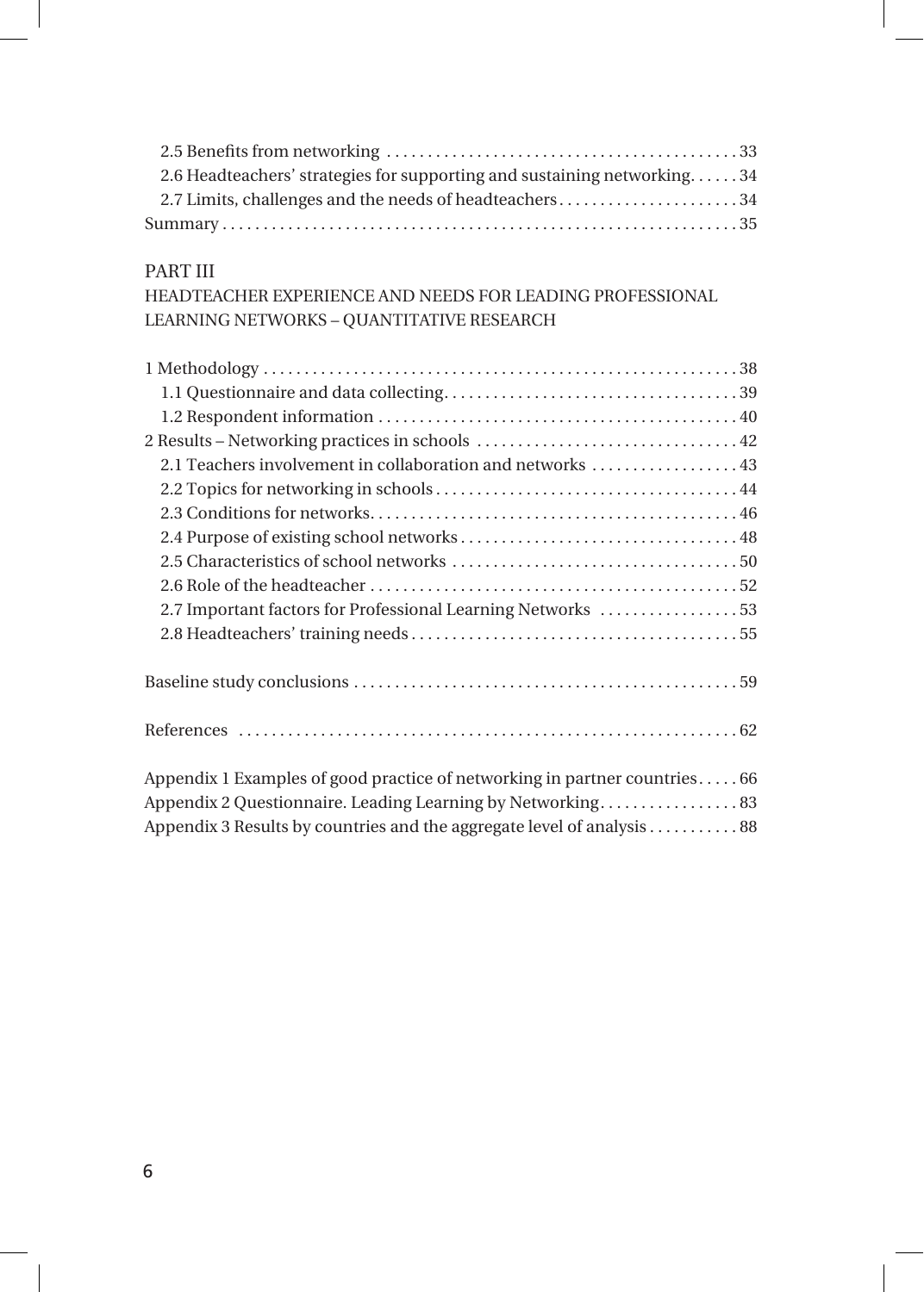2.5 Benefits from networking . . . . . . . . . . . . . . . . . . . . . . . . . . . . . . . . . . . . . . . . . . 33
2.6 Headteachers' strategies for supporting and sustaining networking. . . . . . 34
2.7 Limits, challenges and the needs of headteachers . . . . . . . . . . . . . . . . . . . . . . 34
Summary . . . . . . . . . . . . . . . . . . . . . . . . . . . . . . . . . . . . . . . . . . . . . . . . . . . . . . . . . . . . 35

## PART III
## HEADTEACHER EXPERIENCE AND NEEDS FOR LEADING PROFESSIONAL LEARNING NETWORKS – QUANTITATIVE RESEARCH

1 Methodology . . . . . . . . . . . . . . . . . . . . . . . . . . . . . . . . . . . . . . . . . . . . . . . . . . . . . . . 38
1.1 Questionnaire and data collecting. . . . . . . . . . . . . . . . . . . . . . . . . . . . . . . . . . . 39
1.2 Respondent information . . . . . . . . . . . . . . . . . . . . . . . . . . . . . . . . . . . . . . . . . . . 40
2 Results – Networking practices in schools . . . . . . . . . . . . . . . . . . . . . . . . . . . . . . . 42
2.1 Teachers involvement in collaboration and networks . . . . . . . . . . . . . . . . . . 43
2.2 Topics for networking in schools . . . . . . . . . . . . . . . . . . . . . . . . . . . . . . . . . . . . 44
2.3 Conditions for networks. . . . . . . . . . . . . . . . . . . . . . . . . . . . . . . . . . . . . . . . . . . . 46
2.4 Purpose of existing school networks . . . . . . . . . . . . . . . . . . . . . . . . . . . . . . . . . 48
2.5 Characteristics of school networks . . . . . . . . . . . . . . . . . . . . . . . . . . . . . . . . . . 50
2.6 Role of the headteacher . . . . . . . . . . . . . . . . . . . . . . . . . . . . . . . . . . . . . . . . . . . . 52
2.7 Important factors for Professional Learning Networks . . . . . . . . . . . . . . . . . 53
2.8 Headteachers' training needs . . . . . . . . . . . . . . . . . . . . . . . . . . . . . . . . . . . . . . . 55

Baseline study conclusions . . . . . . . . . . . . . . . . . . . . . . . . . . . . . . . . . . . . . . . . . . . . . . 59

References . . . . . . . . . . . . . . . . . . . . . . . . . . . . . . . . . . . . . . . . . . . . . . . . . . . . . . . . . . . 62

Appendix 1 Examples of good practice of networking in partner countries. . . . . 66
Appendix 2 Questionnaire. Leading Learning by Networking. . . . . . . . . . . . . . . . . 83
Appendix 3 Results by countries and the aggregate level of analysis . . . . . . . . . . . 88